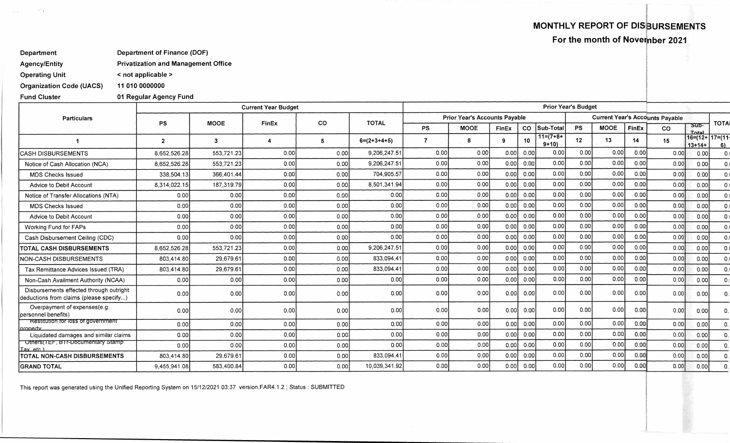## MONTHLY REPORT OF DISBURSEMENTS

### For the month of November 2021

**Department** Department of Finance (DOF)
**Agency/Entity** Privatization and Management Office
**Operating Unit** < not applicable >
**Organization Code (UACS)** 11 010 0000000
**Fund Cluster** 01 Regular Agency Fund

| Particulars | Current Year Budget | | | | | Prior Year's Budget | | | | | | | | | | | |
|---|---|---|---|---|---|---|---|---|---|---|---|---|---|---|---|---|---|
| | | | | | | Prior Year's Accounts Payable | | | | | Current Year's Accounts Payable | | | | | TOTAL |
| | PS | MOOE | FinEx | CO | TOTAL | PS | MOOE | FinEx | CO | Sub-Total | PS | MOOE | FinEx | CO | Sub-Total | |
| 1 | 2 | 3 | 4 | 5 | 6=(2+3+4+5) | 7 | 8 | 9 | 10 | 11=(7+8+9+10) | 12 | 13 | 14 | 15 | 16=(12+13+14+ | 17=(11+6) |
| CASH DISBURSEMENTS | 8,652,526.28 | 553,721.23 | 0.00 | 0.00 | 9,206,247.51 | 0.00 | 0.00 | 0.00 | 0.00 | 0.00 | 0.00 | 0.00 | 0.00 | 0.00 | 0.00 | 0. |
| Notice of Cash Allocation (NCA) | 8,652,526.28 | 553,721.23 | 0.00 | 0.00 | 9,206,247.51 | 0.00 | 0.00 | 0.00 | 0.00 | 0.00 | 0.00 | 0.00 | 0.00 | 0.00 | 0.00 | 0. |
| MDS Checks Issued | 338,504.13 | 366,401.44 | 0.00 | 0.00 | 704,905.57 | 0.00 | 0.00 | 0.00 | 0.00 | 0.00 | 0.00 | 0.00 | 0.00 | 0.00 | 0.00 | 0. |
| Advice to Debit Account | 8,314,022.15 | 187,319.79 | 0.00 | 0.00 | 8,501,341.94 | 0.00 | 0.00 | 0.00 | 0.00 | 0.00 | 0.00 | 0.00 | 0.00 | 0.00 | 0.00 | 0. |
| Notice of Transfer Allocations (NTA) | 0.00 | 0.00 | 0.00 | 0.00 | 0.00 | 0.00 | 0.00 | 0.00 | 0.00 | 0.00 | 0.00 | 0.00 | 0.00 | 0.00 | 0.00 | 0. |
| MDS Checks Issued | 0.00 | 0.00 | 0.00 | 0.00 | 0.00 | 0.00 | 0.00 | 0.00 | 0.00 | 0.00 | 0.00 | 0.00 | 0.00 | 0.00 | 0.00 | 0. |
| Advice to Debit Account | 0.00 | 0.00 | 0.00 | 0.00 | 0.00 | 0.00 | 0.00 | 0.00 | 0.00 | 0.00 | 0.00 | 0.00 | 0.00 | 0.00 | 0.00 | 0. |
| Working Fund for FAPs | 0.00 | 0.00 | 0.00 | 0.00 | 0.00 | 0.00 | 0.00 | 0.00 | 0.00 | 0.00 | 0.00 | 0.00 | 0.00 | 0.00 | 0.00 | 0. |
| Cash Disbursement Ceiling (CDC) | 0.00 | 0.00 | 0.00 | 0.00 | 0.00 | 0.00 | 0.00 | 0.00 | 0.00 | 0.00 | 0.00 | 0.00 | 0.00 | 0.00 | 0.00 | 0. |
| **TOTAL CASH DISBURSEMENTS** | 8,652,526.28 | 553,721.23 | 0.00 | 0.00 | 9,206,247.51 | 0.00 | 0.00 | 0.00 | 0.00 | 0.00 | 0.00 | 0.00 | 0.00 | 0.00 | 0.00 | 0. |
| NON-CASH DISBURSEMENTS | 803,414.80 | 29,679.61 | 0.00 | 0.00 | 833,094.41 | 0.00 | 0.00 | 0.00 | 0.00 | 0.00 | 0.00 | 0.00 | 0.00 | 0.00 | 0.00 | 0. |
| Tax Remittance Advices Issued (TRA) | 803,414.80 | 29,679.61 | 0.00 | 0.00 | 833,094.41 | 0.00 | 0.00 | 0.00 | 0.00 | 0.00 | 0.00 | 0.00 | 0.00 | 0.00 | 0.00 | 0. |
| Non-Cash Availment Authority (NCAA) | 0.00 | 0.00 | 0.00 | 0.00 | 0.00 | 0.00 | 0.00 | 0.00 | 0.00 | 0.00 | 0.00 | 0.00 | 0.00 | 0.00 | 0.00 | 0. |
| Disbursements effected through outright deductions from claims (please specify...) | 0.00 | 0.00 | 0.00 | 0.00 | 0.00 | 0.00 | 0.00 | 0.00 | 0.00 | 0.00 | 0.00 | 0.00 | 0.00 | 0.00 | 0.00 | 0. |
| Overpayment of expenses(e.g. personnel benefits) | 0.00 | 0.00 | 0.00 | 0.00 | 0.00 | 0.00 | 0.00 | 0.00 | 0.00 | 0.00 | 0.00 | 0.00 | 0.00 | 0.00 | 0.00 | 0. |
| Restitution for loss of government property | 0.00 | 0.00 | 0.00 | 0.00 | 0.00 | 0.00 | 0.00 | 0.00 | 0.00 | 0.00 | 0.00 | 0.00 | 0.00 | 0.00 | 0.00 | 0. |
| Liquidated damages and similar claims | 0.00 | 0.00 | 0.00 | 0.00 | 0.00 | 0.00 | 0.00 | 0.00 | 0.00 | 0.00 | 0.00 | 0.00 | 0.00 | 0.00 | 0.00 | 0. |
| Others(TEF, BTr-Documentary Stamp Tax, etc.) | 0.00 | 0.00 | 0.00 | 0.00 | 0.00 | 0.00 | 0.00 | 0.00 | 0.00 | 0.00 | 0.00 | 0.00 | 0.00 | 0.00 | 0.00 | 0. |
| **TOTAL NON-CASH DISBURSEMENTS** | 803,414.80 | 29,679.61 | 0.00 | 0.00 | 833,094.41 | 0.00 | 0.00 | 0.00 | 0.00 | 0.00 | 0.00 | 0.00 | 0.00 | 0.00 | 0.00 | 0. |
| **GRAND TOTAL** | 9,455,941.08 | 583,400.84 | 0.00 | 0.00 | 10,039,341.92 | 0.00 | 0.00 | 0.00 | 0.00 | 0.00 | 0.00 | 0.00 | 0.00 | 0.00 | 0.00 | 0. |

This report was generated using the Unified Reporting System on 15/12/2021 03:37 version.FAR4.1.2 ; Status : SUBMITTED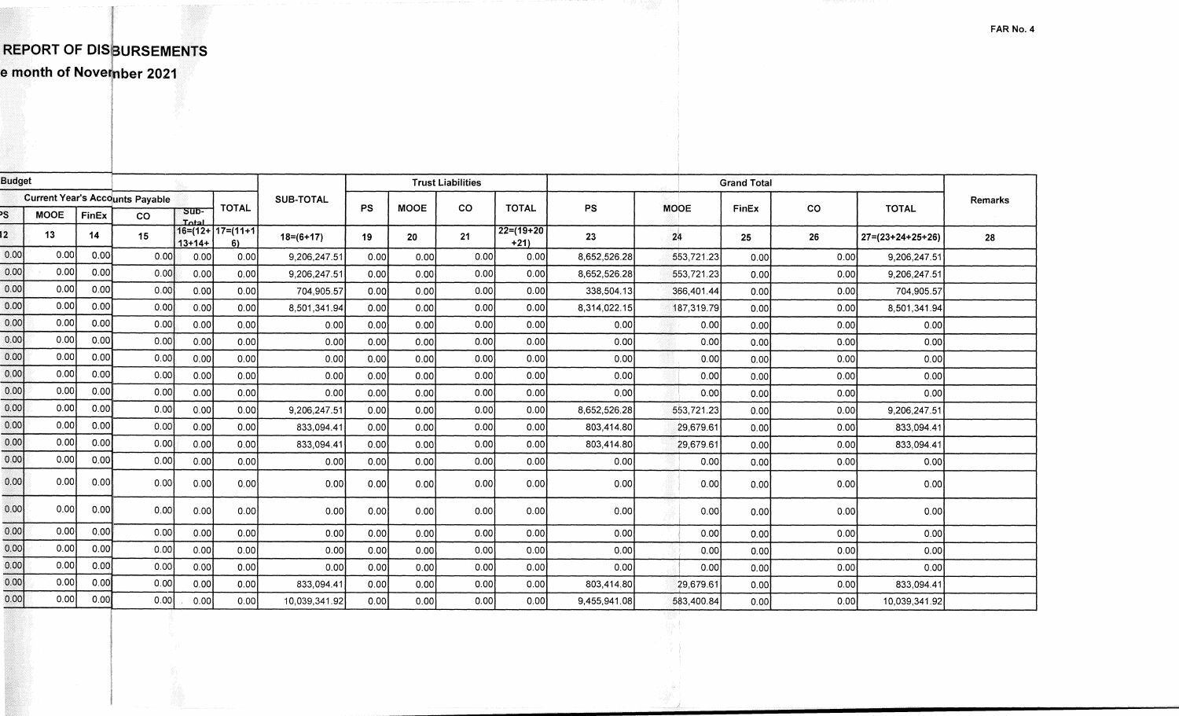FAR No. 4

# REPORT OF DISBURSEMENTS

## e month of November 2021

| Budget | | | | | | | | | | | | | | | | | | |
|---|---|---|---|---|---|---|---|---|---|---|---|---|---|---|---|---|---|---|
| Current Year's Accounts Payable | | | | | | | SUB-TOTAL | Trust Liabilities | | | | Grand Total | | | | | Remarks |
| PS | MOOE | FinEx | CO | Sub-Total | TOTAL | | PS | MOOE | CO | TOTAL | PS | MOOE | FinEx | CO | TOTAL | |
| 12 | 13 | 14 | 15 | 16=(12+13+14+ | 17=(11+16) | 18=(6+17) | 19 | 20 | 21 | 22=(19+20+21) | 23 | 24 | 25 | 26 | 27=(23+24+25+26) | 28 |
| 0.00 | 0.00 | 0.00 | 0.00 | 0.00 | 0.00 | 9,206,247.51 | 0.00 | 0.00 | 0.00 | 0.00 | 8,652,526.28 | 553,721.23 | 0.00 | 0.00 | 9,206,247.51 | |
| 0.00 | 0.00 | 0.00 | 0.00 | 0.00 | 0.00 | 9,206,247.51 | 0.00 | 0.00 | 0.00 | 0.00 | 8,652,526.28 | 553,721.23 | 0.00 | 0.00 | 9,206,247.51 | |
| 0.00 | 0.00 | 0.00 | 0.00 | 0.00 | 0.00 | 704,905.57 | 0.00 | 0.00 | 0.00 | 0.00 | 338,504.13 | 366,401.44 | 0.00 | 0.00 | 704,905.57 | |
| 0.00 | 0.00 | 0.00 | 0.00 | 0.00 | 0.00 | 8,501,341.94 | 0.00 | 0.00 | 0.00 | 0.00 | 8,314,022.15 | 187,319.79 | 0.00 | 0.00 | 8,501,341.94 | |
| 0.00 | 0.00 | 0.00 | 0.00 | 0.00 | 0.00 | 0.00 | 0.00 | 0.00 | 0.00 | 0.00 | 0.00 | 0.00 | 0.00 | 0.00 | 0.00 | |
| 0.00 | 0.00 | 0.00 | 0.00 | 0.00 | 0.00 | 0.00 | 0.00 | 0.00 | 0.00 | 0.00 | 0.00 | 0.00 | 0.00 | 0.00 | 0.00 | |
| 0.00 | 0.00 | 0.00 | 0.00 | 0.00 | 0.00 | 0.00 | 0.00 | 0.00 | 0.00 | 0.00 | 0.00 | 0.00 | 0.00 | 0.00 | 0.00 | |
| 0.00 | 0.00 | 0.00 | 0.00 | 0.00 | 0.00 | 0.00 | 0.00 | 0.00 | 0.00 | 0.00 | 0.00 | 0.00 | 0.00 | 0.00 | 0.00 | |
| 0.00 | 0.00 | 0.00 | 0.00 | 0.00 | 0.00 | 0.00 | 0.00 | 0.00 | 0.00 | 0.00 | 0.00 | 0.00 | 0.00 | 0.00 | 0.00 | |
| 0.00 | 0.00 | 0.00 | 0.00 | 0.00 | 0.00 | 9,206,247.51 | 0.00 | 0.00 | 0.00 | 0.00 | 8,652,526.28 | 553,721.23 | 0.00 | 0.00 | 9,206,247.51 | |
| 0.00 | 0.00 | 0.00 | 0.00 | 0.00 | 0.00 | 833,094.41 | 0.00 | 0.00 | 0.00 | 0.00 | 803,414.80 | 29,679.61 | 0.00 | 0.00 | 833,094.41 | |
| 0.00 | 0.00 | 0.00 | 0.00 | 0.00 | 0.00 | 833,094.41 | 0.00 | 0.00 | 0.00 | 0.00 | 803,414.80 | 29,679.61 | 0.00 | 0.00 | 833,094.41 | |
| 0.00 | 0.00 | 0.00 | 0.00 | 0.00 | 0.00 | 0.00 | 0.00 | 0.00 | 0.00 | 0.00 | 0.00 | 0.00 | 0.00 | 0.00 | 0.00 | |
| 0.00 | 0.00 | 0.00 | 0.00 | 0.00 | 0.00 | 0.00 | 0.00 | 0.00 | 0.00 | 0.00 | 0.00 | 0.00 | 0.00 | 0.00 | 0.00 | |
| 0.00 | 0.00 | 0.00 | 0.00 | 0.00 | 0.00 | 0.00 | 0.00 | 0.00 | 0.00 | 0.00 | 0.00 | 0.00 | 0.00 | 0.00 | 0.00 | |
| 0.00 | 0.00 | 0.00 | 0.00 | 0.00 | 0.00 | 0.00 | 0.00 | 0.00 | 0.00 | 0.00 | 0.00 | 0.00 | 0.00 | 0.00 | 0.00 | |
| 0.00 | 0.00 | 0.00 | 0.00 | 0.00 | 0.00 | 0.00 | 0.00 | 0.00 | 0.00 | 0.00 | 0.00 | 0.00 | 0.00 | 0.00 | 0.00 | |
| 0.00 | 0.00 | 0.00 | 0.00 | 0.00 | 0.00 | 0.00 | 0.00 | 0.00 | 0.00 | 0.00 | 0.00 | 0.00 | 0.00 | 0.00 | 0.00 | |
| 0.00 | 0.00 | 0.00 | 0.00 | 0.00 | 0.00 | 833,094.41 | 0.00 | 0.00 | 0.00 | 0.00 | 803,414.80 | 29,679.61 | 0.00 | 0.00 | 833,094.41 | |
| 0.00 | 0.00 | 0.00 | 0.00 | 0.00 | 0.00 | 10,039,341.92 | 0.00 | 0.00 | 0.00 | 0.00 | 9,455,941.08 | 583,400.84 | 0.00 | 0.00 | 10,039,341.92 | |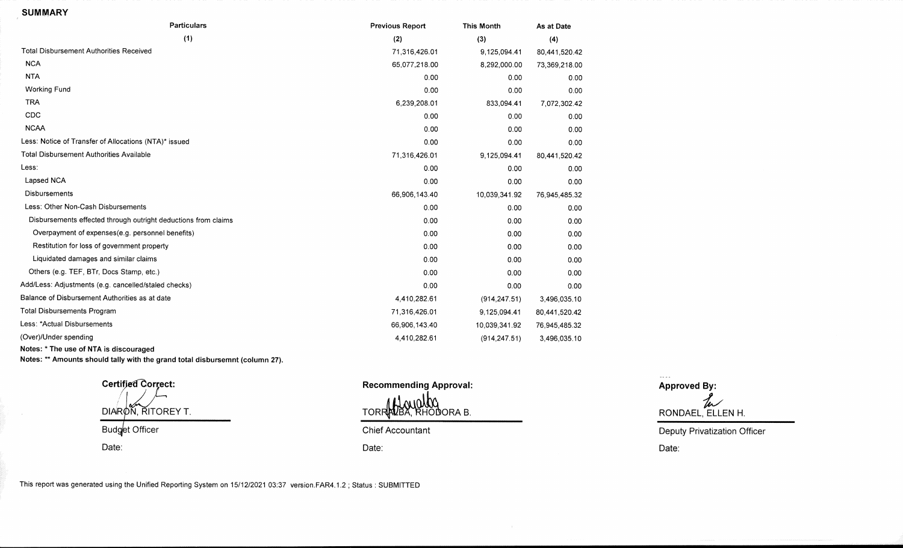## SUMMARY

| Particulars | Previous Report | This Month | As at Date |
|---|---|---|---|
| (1) | (2) | (3) | (4) |
| Total Disbursement Authorities Received | 71,316,426.01 | 9,125,094.41 | 80,441,520.42 |
| NCA | 65,077,218.00 | 8,292,000.00 | 73,369,218.00 |
| NTA | 0.00 | 0.00 | 0.00 |
| Working Fund | 0.00 | 0.00 | 0.00 |
| TRA | 6,239,208.01 | 833,094.41 | 7,072,302.42 |
| CDC | 0.00 | 0.00 | 0.00 |
| NCAA | 0.00 | 0.00 | 0.00 |
| Less: Notice of Transfer of Allocations (NTA)* issued | 0.00 | 0.00 | 0.00 |
| Total Disbursement Authorities Available | 71,316,426.01 | 9,125,094.41 | 80,441,520.42 |
| Less: | 0.00 | 0.00 | 0.00 |
| Lapsed NCA | 0.00 | 0.00 | 0.00 |
| Disbursements | 66,906,143.40 | 10,039,341.92 | 76,945,485.32 |
| Less: Other Non-Cash Disbursements | 0.00 | 0.00 | 0.00 |
| Disbursements effected through outright deductions from claims | 0.00 | 0.00 | 0.00 |
| Overpayment of expenses(e.g. personnel benefits) | 0.00 | 0.00 | 0.00 |
| Restitution for loss of government property | 0.00 | 0.00 | 0.00 |
| Liquidated damages and similar claims | 0.00 | 0.00 | 0.00 |
| Others (e.g. TEF, BTr, Docs Stamp, etc.) | 0.00 | 0.00 | 0.00 |
| Add/Less: Adjustments (e.g. cancelled/staled checks) | 0.00 | 0.00 | 0.00 |
| Balance of Disbursement Authorities as at date | 4,410,282.61 | (914,247.51) | 3,496,035.10 |
| Total Disbursements Program | 71,316,426.01 | 9,125,094.41 | 80,441,520.42 |
| Less: *Actual Disbursements | 66,906,143.40 | 10,039,341.92 | 76,945,485.32 |
| (Over)/Under spending | 4,410,282.61 | (914,247.51) | 3,496,035.10 |

**Notes: * The use of NTA is discouraged**

**Notes: ** Amounts should tally with the grand total disbursemnt (column 27).**

| Certified Correct: | Recommending Approval: | Approved By: |
|---|---|---|
| DIARON, RITOREY T. | TORRALBA, RHODORA B. | RONDAEL, ELLEN H. |
| Budget Officer | Chief Accountant | Deputy Privatization Officer |
| Date: | Date: | Date: |

This report was generated using the Unified Reporting System on 15/12/2021 03:37 version.FAR4.1.2 ; Status : SUBMITTED